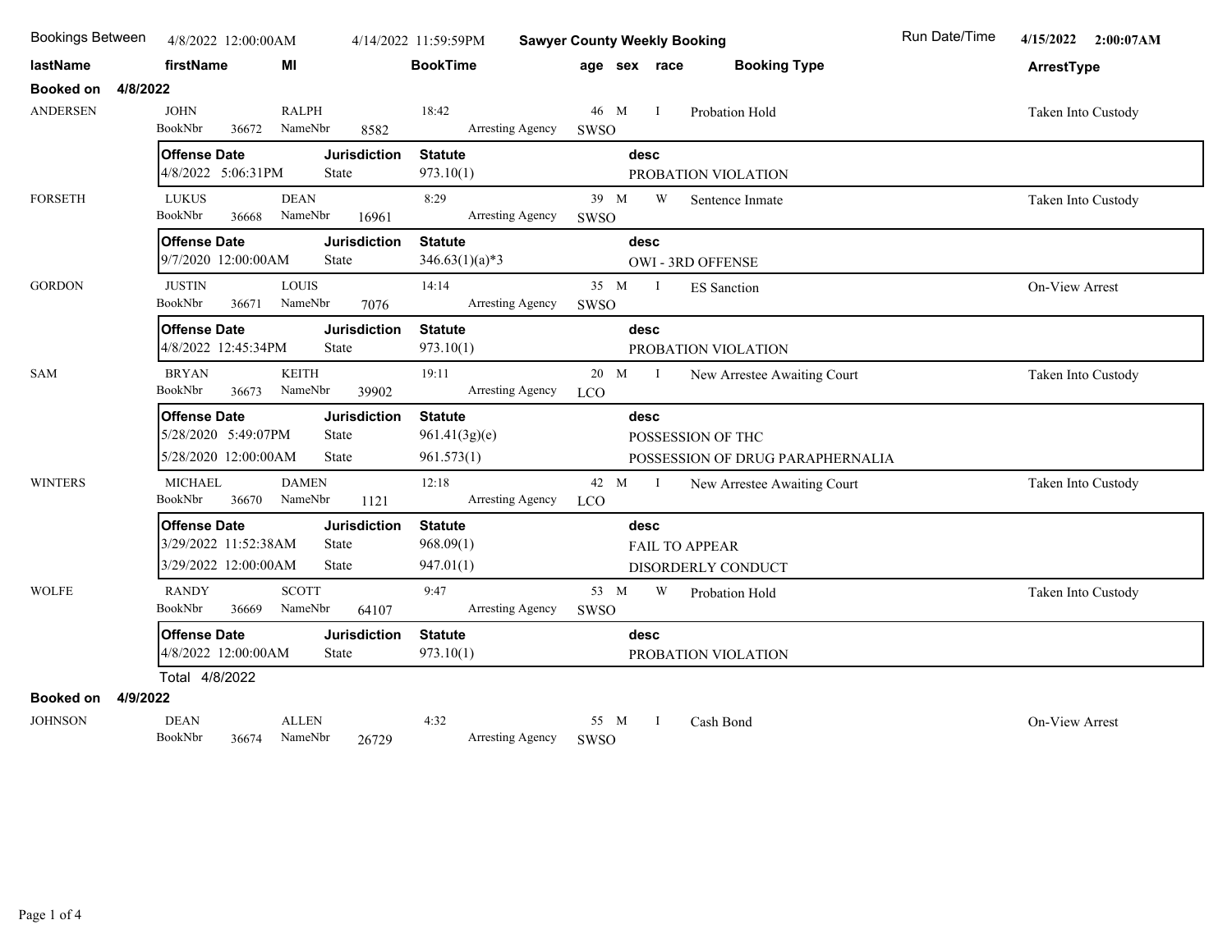# Sawyer County Weekly Booking

Bookings Between 4/8/2022 12:00:00AM 4/14/2022 11:59:59PM

Run Date/Time 4/15/2022 2:00:07AM

| lastName | firstName | MI | BookTime | age | sex | race | Booking Type | ArrestType |
|---|---|---|---|---|---|---|---|---|

## Booked on 4/8/2022

**ANDERSEN** — JOHN RALPH — BookTime 18:42 — Age 46, Sex M, Race I — Probation Hold — Taken Into Custody
BookNbr 36672 NameNbr 8582 Arresting Agency SWSO

| Offense Date | Jurisdiction | Statute | desc |
|---|---|---|---|
| 4/8/2022 5:06:31PM | State | 973.10(1) | PROBATION VIOLATION |

**FORSETH** — LUKUS DEAN — BookTime 8:29 — Age 39, Sex M, Race W — Sentence Inmate — Taken Into Custody
BookNbr 36668 NameNbr 16961 Arresting Agency SWSO

| Offense Date | Jurisdiction | Statute | desc |
|---|---|---|---|
| 9/7/2020 12:00:00AM | State | 346.63(1)(a)*3 | OWI - 3RD OFFENSE |

**GORDON** — JUSTIN LOUIS — BookTime 14:14 — Age 35, Sex M, Race I — ES Sanction — On-View Arrest
BookNbr 36671 NameNbr 7076 Arresting Agency SWSO

| Offense Date | Jurisdiction | Statute | desc |
|---|---|---|---|
| 4/8/2022 12:45:34PM | State | 973.10(1) | PROBATION VIOLATION |

**SAM** — BRYAN KEITH — BookTime 19:11 — Age 20, Sex M, Race I — New Arrestee Awaiting Court — Taken Into Custody
BookNbr 36673 NameNbr 39902 Arresting Agency LCO

| Offense Date | Jurisdiction | Statute | desc |
|---|---|---|---|
| 5/28/2020 5:49:07PM | State | 961.41(3g)(e) | POSSESSION OF THC |
| 5/28/2020 12:00:00AM | State | 961.573(1) | POSSESSION OF DRUG PARAPHERNALIA |

**WINTERS** — MICHAEL DAMEN — BookTime 12:18 — Age 42, Sex M, Race I — New Arrestee Awaiting Court — Taken Into Custody
BookNbr 36670 NameNbr 1121 Arresting Agency LCO

| Offense Date | Jurisdiction | Statute | desc |
|---|---|---|---|
| 3/29/2022 11:52:38AM | State | 968.09(1) | FAIL TO APPEAR |
| 3/29/2022 12:00:00AM | State | 947.01(1) | DISORDERLY CONDUCT |

**WOLFE** — RANDY SCOTT — BookTime 9:47 — Age 53, Sex M, Race W — Probation Hold — Taken Into Custody
BookNbr 36669 NameNbr 64107 Arresting Agency SWSO

| Offense Date | Jurisdiction | Statute | desc |
|---|---|---|---|
| 4/8/2022 12:00:00AM | State | 973.10(1) | PROBATION VIOLATION |

Total 4/8/2022

## Booked on 4/9/2022

**JOHNSON** — DEAN ALLEN — BookTime 4:32 — Age 55, Sex M, Race I — Cash Bond — On-View Arrest
BookNbr 36674 NameNbr 26729 Arresting Agency SWSO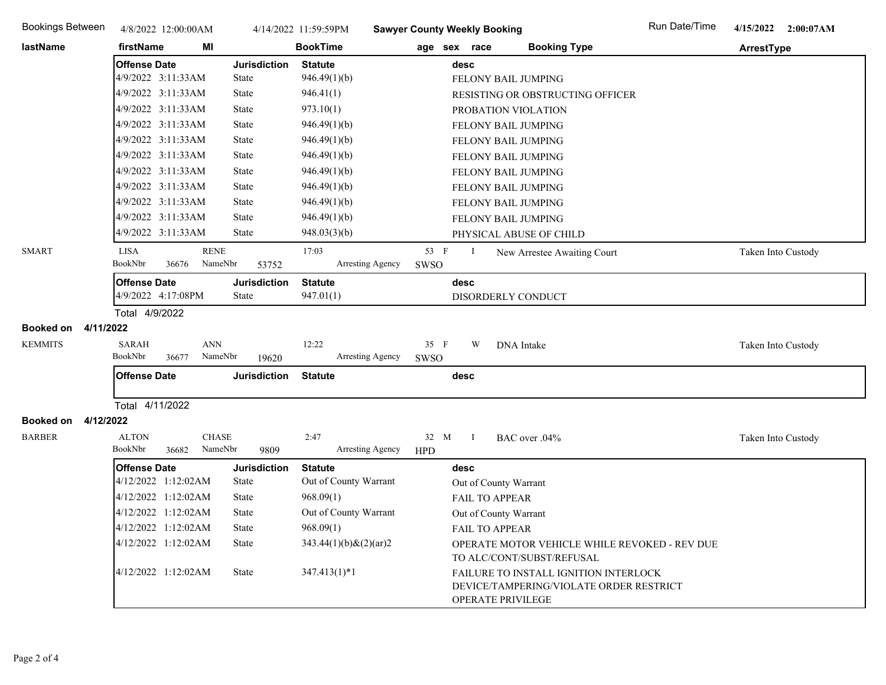| Bookings Between | 4/8/2022 12:00:00AM | 4/14/2022 11:59:59PM | Sawyer County Weekly Booking | Run Date/Time | 4/15/2022 2:00:07AM |
|---|---|---|---|---|---|

**lastName** | **firstName** | **MI** | **BookTime** | **age** | **sex** | **race** | **Booking Type** | **ArrestType**

| Offense Date | Jurisdiction | Statute | desc |
|---|---|---|---|
| 4/9/2022 3:11:33AM | State | 946.49(1)(b) | FELONY BAIL JUMPING |
| 4/9/2022 3:11:33AM | State | 946.41(1) | RESISTING OR OBSTRUCTING OFFICER |
| 4/9/2022 3:11:33AM | State | 973.10(1) | PROBATION VIOLATION |
| 4/9/2022 3:11:33AM | State | 946.49(1)(b) | FELONY BAIL JUMPING |
| 4/9/2022 3:11:33AM | State | 946.49(1)(b) | FELONY BAIL JUMPING |
| 4/9/2022 3:11:33AM | State | 946.49(1)(b) | FELONY BAIL JUMPING |
| 4/9/2022 3:11:33AM | State | 946.49(1)(b) | FELONY BAIL JUMPING |
| 4/9/2022 3:11:33AM | State | 946.49(1)(b) | FELONY BAIL JUMPING |
| 4/9/2022 3:11:33AM | State | 946.49(1)(b) | FELONY BAIL JUMPING |
| 4/9/2022 3:11:33AM | State | 946.49(1)(b) | FELONY BAIL JUMPING |
| 4/9/2022 3:11:33AM | State | 948.03(3)(b) | PHYSICAL ABUSE OF CHILD |

| lastName | firstName | MI | BookTime | age | sex | race | Booking Type | ArrestType |
|---|---|---|---|---|---|---|---|---|
| SMART | LISA | RENE | 17:03 | 53 | F | I | New Arrestee Awaiting Court | Taken Into Custody |

BookNbr 36676 NameNbr 53752 Arresting Agency SWSO

| Offense Date | Jurisdiction | Statute | desc |
|---|---|---|---|
| 4/9/2022 4:17:08PM | State | 947.01(1) | DISORDERLY CONDUCT |

Total 4/9/2022

**Booked on 4/11/2022**

| lastName | firstName | MI | BookTime | age | sex | race | Booking Type | ArrestType |
|---|---|---|---|---|---|---|---|---|
| KEMMITS | SARAH | ANN | 12:22 | 35 | F | W | DNA Intake | Taken Into Custody |

BookNbr 36677 NameNbr 19620 Arresting Agency SWSO

| Offense Date | Jurisdiction | Statute | desc |
|---|---|---|---|
| | | | |

Total 4/11/2022

**Booked on 4/12/2022**

| lastName | firstName | MI | BookTime | age | sex | race | Booking Type | ArrestType |
|---|---|---|---|---|---|---|---|---|
| BARBER | ALTON | CHASE | 2:47 | 32 | M | I | BAC over .04% | Taken Into Custody |

BookNbr 36682 NameNbr 9809 Arresting Agency HPD

| Offense Date | Jurisdiction | Statute | desc |
|---|---|---|---|
| 4/12/2022 1:12:02AM | State | Out of County Warrant | Out of County Warrant |
| 4/12/2022 1:12:02AM | State | 968.09(1) | FAIL TO APPEAR |
| 4/12/2022 1:12:02AM | State | Out of County Warrant | Out of County Warrant |
| 4/12/2022 1:12:02AM | State | 968.09(1) | FAIL TO APPEAR |
| 4/12/2022 1:12:02AM | State | 343.44(1)(b)&(2)(ar)2 | OPERATE MOTOR VEHICLE WHILE REVOKED - REV DUE TO ALC/CONT/SUBST/REFUSAL |
| 4/12/2022 1:12:02AM | State | 347.413(1)*1 | FAILURE TO INSTALL IGNITION INTERLOCK DEVICE/TAMPERING/VIOLATE ORDER RESTRICT OPERATE PRIVILEGE |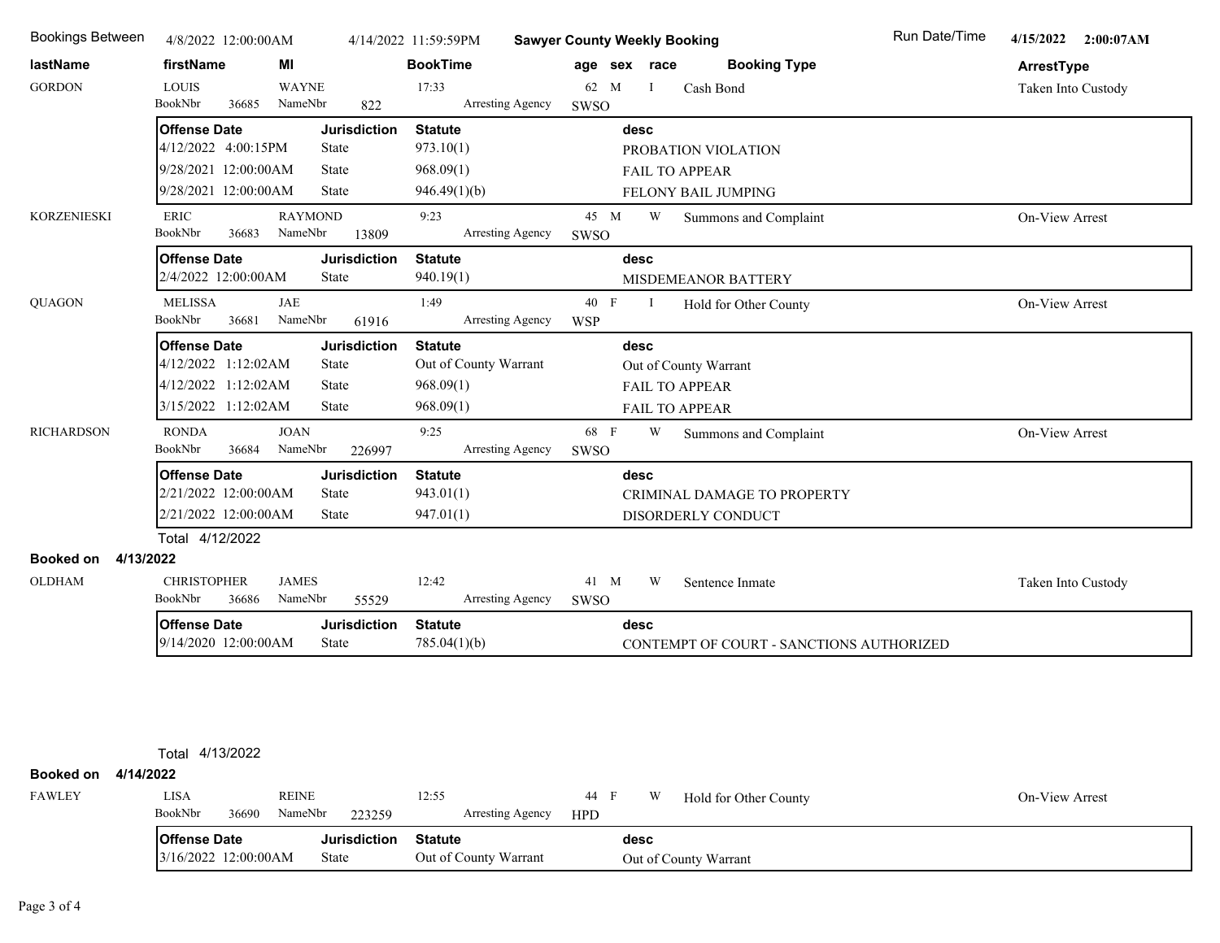Bookings Between 4/8/2022 12:00:00AM 4/14/2022 11:59:59PM **Sawyer County Weekly Booking** Run Date/Time 4/15/2022 2:00:07AM

| lastName | firstName | MI | BookTime | age | sex | race | Booking Type | ArrestType |
|---|---|---|---|---|---|---|---|---|
| GORDON | LOUIS | WAYNE | 17:33 | 62 | M | I | Cash Bond | Taken Into Custody |

BookNbr 36685 NameNbr 822 Arresting Agency SWSO

| Offense Date | Jurisdiction | Statute | desc |
|---|---|---|---|
| 4/12/2022 4:00:15PM | State | 973.10(1) | PROBATION VIOLATION |
| 9/28/2021 12:00:00AM | State | 968.09(1) | FAIL TO APPEAR |
| 9/28/2021 12:00:00AM | State | 946.49(1)(b) | FELONY BAIL JUMPING |

| lastName | firstName | MI | BookTime | age | sex | race | Booking Type | ArrestType |
|---|---|---|---|---|---|---|---|---|
| KORZENIESKI | ERIC | RAYMOND | 9:23 | 45 | M | W | Summons and Complaint | On-View Arrest |

BookNbr 36683 NameNbr 13809 Arresting Agency SWSO

| Offense Date | Jurisdiction | Statute | desc |
|---|---|---|---|
| 2/4/2022 12:00:00AM | State | 940.19(1) | MISDEMEANOR BATTERY |

| lastName | firstName | MI | BookTime | age | sex | race | Booking Type | ArrestType |
|---|---|---|---|---|---|---|---|---|
| QUAGON | MELISSA | JAE | 1:49 | 40 | F | I | Hold for Other County | On-View Arrest |

BookNbr 36681 NameNbr 61916 Arresting Agency WSP

| Offense Date | Jurisdiction | Statute | desc |
|---|---|---|---|
| 4/12/2022 1:12:02AM | State | Out of County Warrant | Out of County Warrant |
| 4/12/2022 1:12:02AM | State | 968.09(1) | FAIL TO APPEAR |
| 3/15/2022 1:12:02AM | State | 968.09(1) | FAIL TO APPEAR |

| lastName | firstName | MI | BookTime | age | sex | race | Booking Type | ArrestType |
|---|---|---|---|---|---|---|---|---|
| RICHARDSON | RONDA | JOAN | 9:25 | 68 | F | W | Summons and Complaint | On-View Arrest |

BookNbr 36684 NameNbr 226997 Arresting Agency SWSO

| Offense Date | Jurisdiction | Statute | desc |
|---|---|---|---|
| 2/21/2022 12:00:00AM | State | 943.01(1) | CRIMINAL DAMAGE TO PROPERTY |
| 2/21/2022 12:00:00AM | State | 947.01(1) | DISORDERLY CONDUCT |

Total 4/12/2022

**Booked on 4/13/2022**

| lastName | firstName | MI | BookTime | age | sex | race | Booking Type | ArrestType |
|---|---|---|---|---|---|---|---|---|
| OLDHAM | CHRISTOPHER | JAMES | 12:42 | 41 | M | W | Sentence Inmate | Taken Into Custody |

BookNbr 36686 NameNbr 55529 Arresting Agency SWSO

| Offense Date | Jurisdiction | Statute | desc |
|---|---|---|---|
| 9/14/2020 12:00:00AM | State | 785.04(1)(b) | CONTEMPT OF COURT - SANCTIONS AUTHORIZED |

Total 4/13/2022

**Booked on 4/14/2022**

| lastName | firstName | MI | BookTime | age | sex | race | Booking Type | ArrestType |
|---|---|---|---|---|---|---|---|---|
| FAWLEY | LISA | REINE | 12:55 | 44 | F | W | Hold for Other County | On-View Arrest |

BookNbr 36690 NameNbr 223259 Arresting Agency HPD

| Offense Date | Jurisdiction | Statute | desc |
|---|---|---|---|
| 3/16/2022 12:00:00AM | State | Out of County Warrant | Out of County Warrant |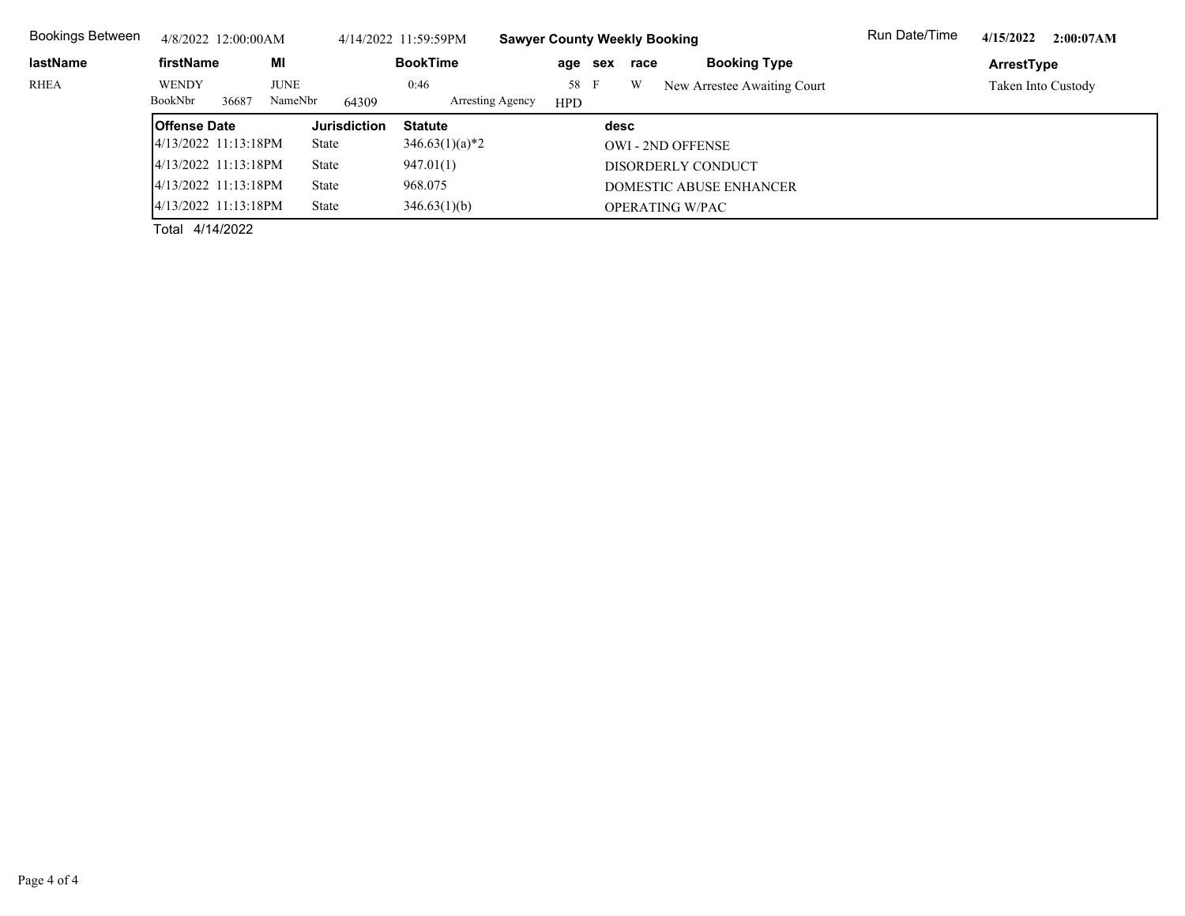Bookings Between 4/8/2022 12:00:00AM 4/14/2022 11:59:59PM **Sawyer County Weekly Booking** Run Date/Time **4/15/2022 2:00:07AM**

| lastName | firstName | MI | BookTime | age | sex | race | Booking Type | ArrestType |
|---|---|---|---|---|---|---|---|---|
| RHEA | WENDY | JUNE | 0:46 | 58 | F | W | New Arrestee Awaiting Court | Taken Into Custody |

BookNbr 36687 NameNbr 64309 Arresting Agency HPD

| Offense Date | Jurisdiction | Statute | desc |
|---|---|---|---|
| 4/13/2022 11:13:18PM | State | 346.63(1)(a)*2 | OWI - 2ND OFFENSE |
| 4/13/2022 11:13:18PM | State | 947.01(1) | DISORDERLY CONDUCT |
| 4/13/2022 11:13:18PM | State | 968.075 | DOMESTIC ABUSE ENHANCER |
| 4/13/2022 11:13:18PM | State | 346.63(1)(b) | OPERATING W/PAC |

Total 4/14/2022